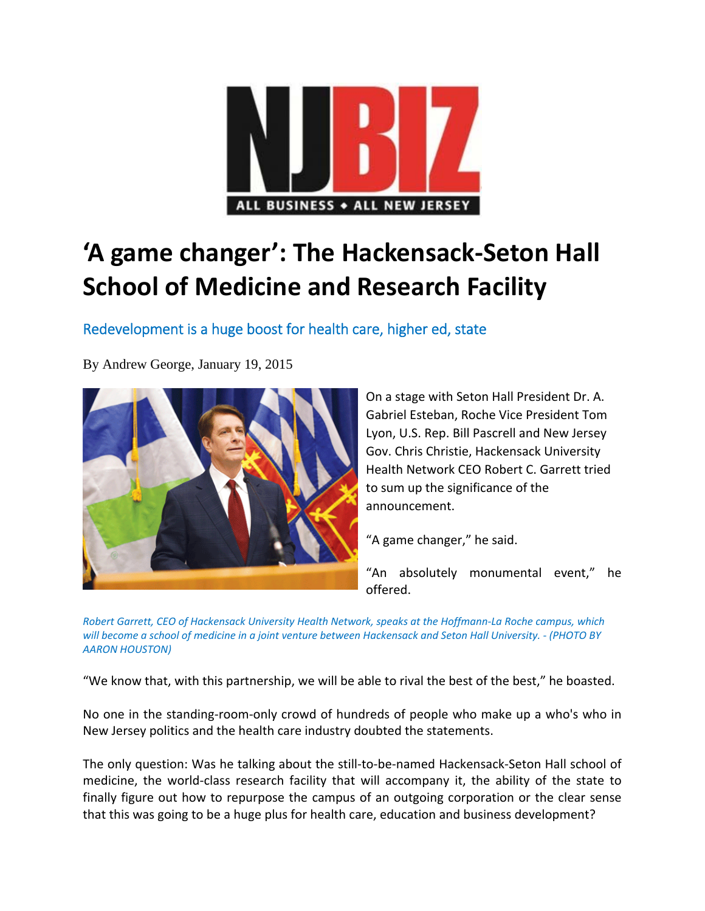NJBIZ

ALL BUSINESS ◆ ALL NEW JERSEY

# 'A game changer': The Hackensack-Seton Hall School of Medicine and Research Facility

## Redevelopment is a huge boost for health care, higher ed, state

By Andrew George, January 19, 2015

On a stage with Seton Hall President Dr. A. Gabriel Esteban, Roche Vice President Tom Lyon, U.S. Rep. Bill Pascrell and New Jersey Gov. Chris Christie, Hackensack University Health Network CEO Robert C. Garrett tried to sum up the significance of the announcement.

"A game changer," he said.

"An absolutely monumental event," he offered.

*Robert Garrett, CEO of Hackensack University Health Network, speaks at the Hoffmann-La Roche campus, which will become a school of medicine in a joint venture between Hackensack and Seton Hall University. - (PHOTO BY AARON HOUSTON)*

"We know that, with this partnership, we will be able to rival the best of the best," he boasted.

No one in the standing-room-only crowd of hundreds of people who make up a who's who in New Jersey politics and the health care industry doubted the statements.

The only question: Was he talking about the still-to-be-named Hackensack-Seton Hall school of medicine, the world-class research facility that will accompany it, the ability of the state to finally figure out how to repurpose the campus of an outgoing corporation or the clear sense that this was going to be a huge plus for health care, education and business development?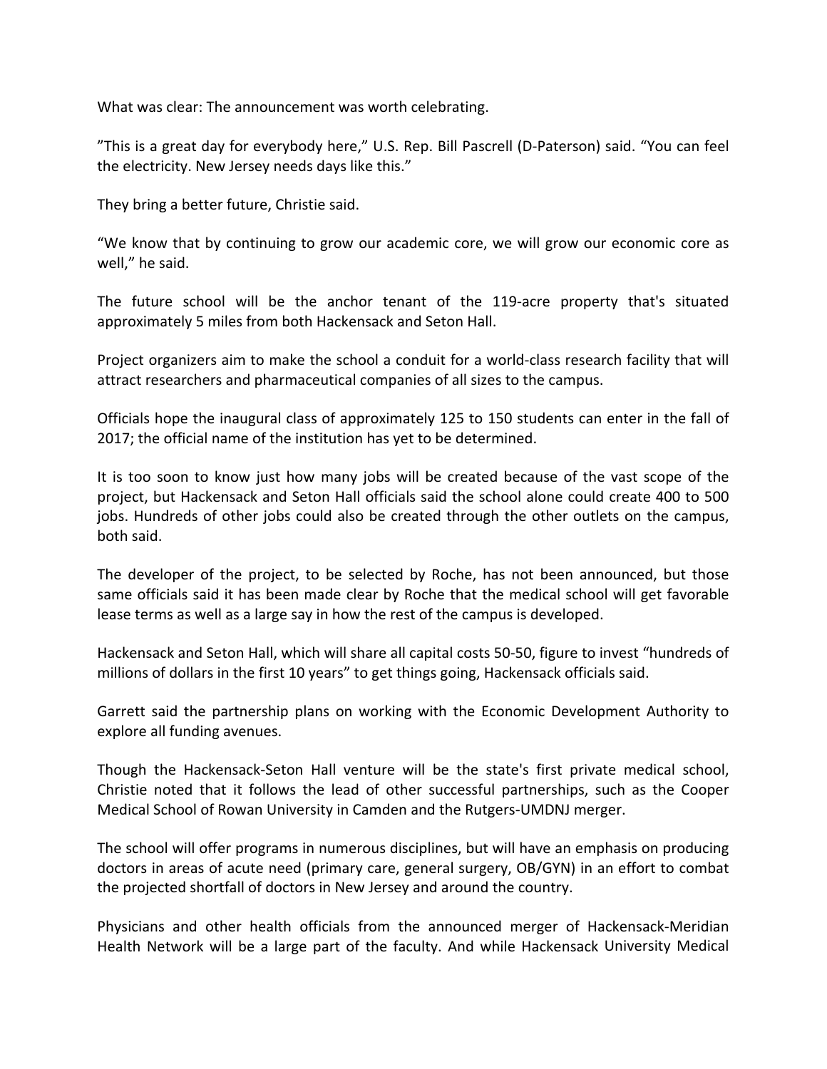What was clear: The announcement was worth celebrating.

"This is a great day for everybody here," U.S. Rep. Bill Pascrell (D-Paterson) said. "You can feel the electricity. New Jersey needs days like this."

They bring a better future, Christie said.

"We know that by continuing to grow our academic core, we will grow our economic core as well," he said.

The future school will be the anchor tenant of the 119-acre property that's situated approximately 5 miles from both Hackensack and Seton Hall.

Project organizers aim to make the school a conduit for a world-class research facility that will attract researchers and pharmaceutical companies of all sizes to the campus.

Officials hope the inaugural class of approximately 125 to 150 students can enter in the fall of 2017; the official name of the institution has yet to be determined.

It is too soon to know just how many jobs will be created because of the vast scope of the project, but Hackensack and Seton Hall officials said the school alone could create 400 to 500 jobs. Hundreds of other jobs could also be created through the other outlets on the campus, both said.

The developer of the project, to be selected by Roche, has not been announced, but those same officials said it has been made clear by Roche that the medical school will get favorable lease terms as well as a large say in how the rest of the campus is developed.

Hackensack and Seton Hall, which will share all capital costs 50-50, figure to invest "hundreds of millions of dollars in the first 10 years" to get things going, Hackensack officials said.

Garrett said the partnership plans on working with the Economic Development Authority to explore all funding avenues.

Though the Hackensack-Seton Hall venture will be the state's first private medical school, Christie noted that it follows the lead of other successful partnerships, such as the Cooper Medical School of Rowan University in Camden and the Rutgers-UMDNJ merger.

The school will offer programs in numerous disciplines, but will have an emphasis on producing doctors in areas of acute need (primary care, general surgery, OB/GYN) in an effort to combat the projected shortfall of doctors in New Jersey and around the country.

Physicians and other health officials from the announced merger of Hackensack-Meridian Health Network will be a large part of the faculty. And while Hackensack University Medical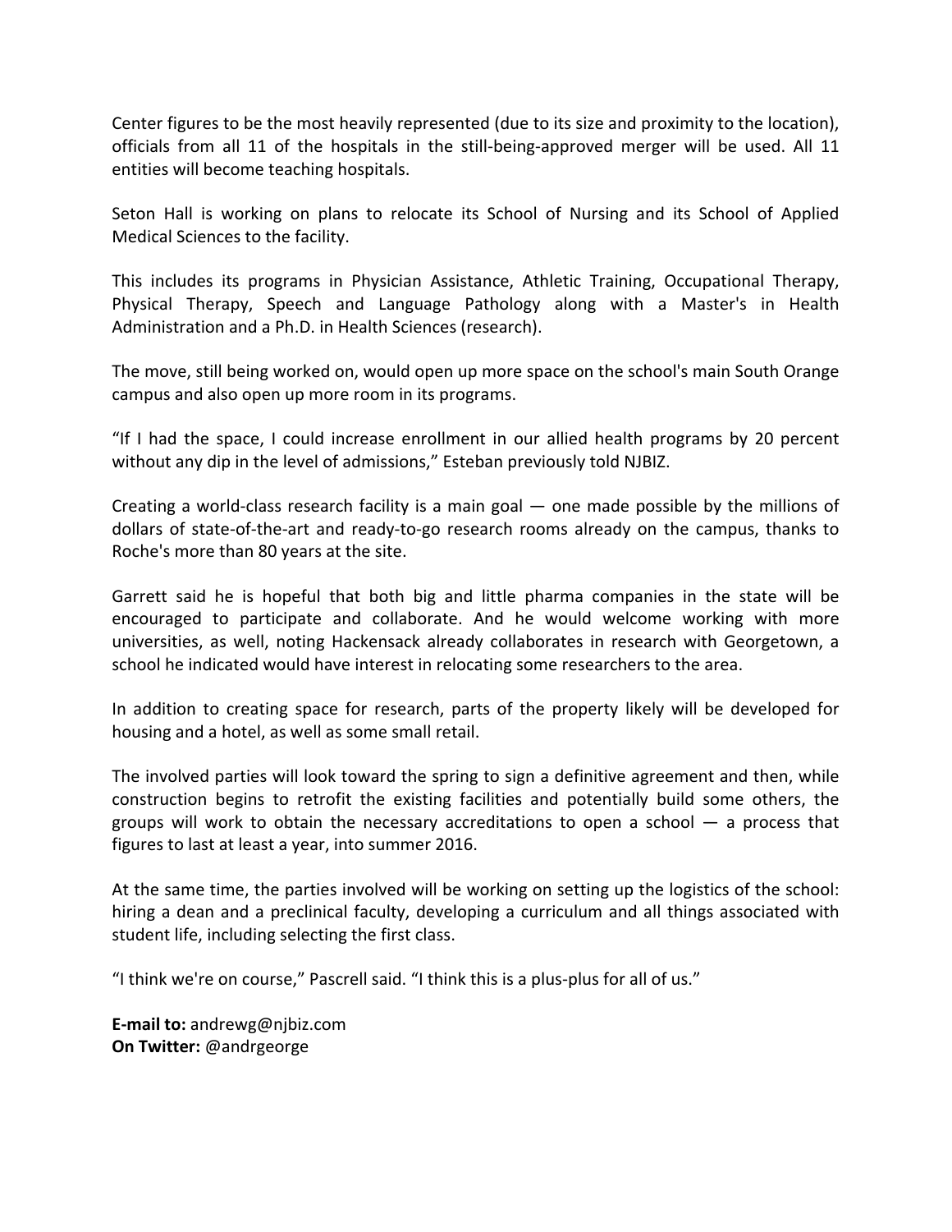Center figures to be the most heavily represented (due to its size and proximity to the location), officials from all 11 of the hospitals in the still-being-approved merger will be used. All 11 entities will become teaching hospitals.

Seton Hall is working on plans to relocate its School of Nursing and its School of Applied Medical Sciences to the facility.

This includes its programs in Physician Assistance, Athletic Training, Occupational Therapy, Physical Therapy, Speech and Language Pathology along with a Master's in Health Administration and a Ph.D. in Health Sciences (research).

The move, still being worked on, would open up more space on the school's main South Orange campus and also open up more room in its programs.

“If I had the space, I could increase enrollment in our allied health programs by 20 percent without any dip in the level of admissions,” Esteban previously told NJBIZ.

Creating a world-class research facility is a main goal — one made possible by the millions of dollars of state-of-the-art and ready-to-go research rooms already on the campus, thanks to Roche's more than 80 years at the site.

Garrett said he is hopeful that both big and little pharma companies in the state will be encouraged to participate and collaborate. And he would welcome working with more universities, as well, noting Hackensack already collaborates in research with Georgetown, a school he indicated would have interest in relocating some researchers to the area.

In addition to creating space for research, parts of the property likely will be developed for housing and a hotel, as well as some small retail.

The involved parties will look toward the spring to sign a definitive agreement and then, while construction begins to retrofit the existing facilities and potentially build some others, the groups will work to obtain the necessary accreditations to open a school — a process that figures to last at least a year, into summer 2016.

At the same time, the parties involved will be working on setting up the logistics of the school: hiring a dean and a preclinical faculty, developing a curriculum and all things associated with student life, including selecting the first class.

“I think we're on course,” Pascrell said. “I think this is a plus-plus for all of us.”

**E-mail to:** andrewg@njbiz.com
**On Twitter:** @andrgeorge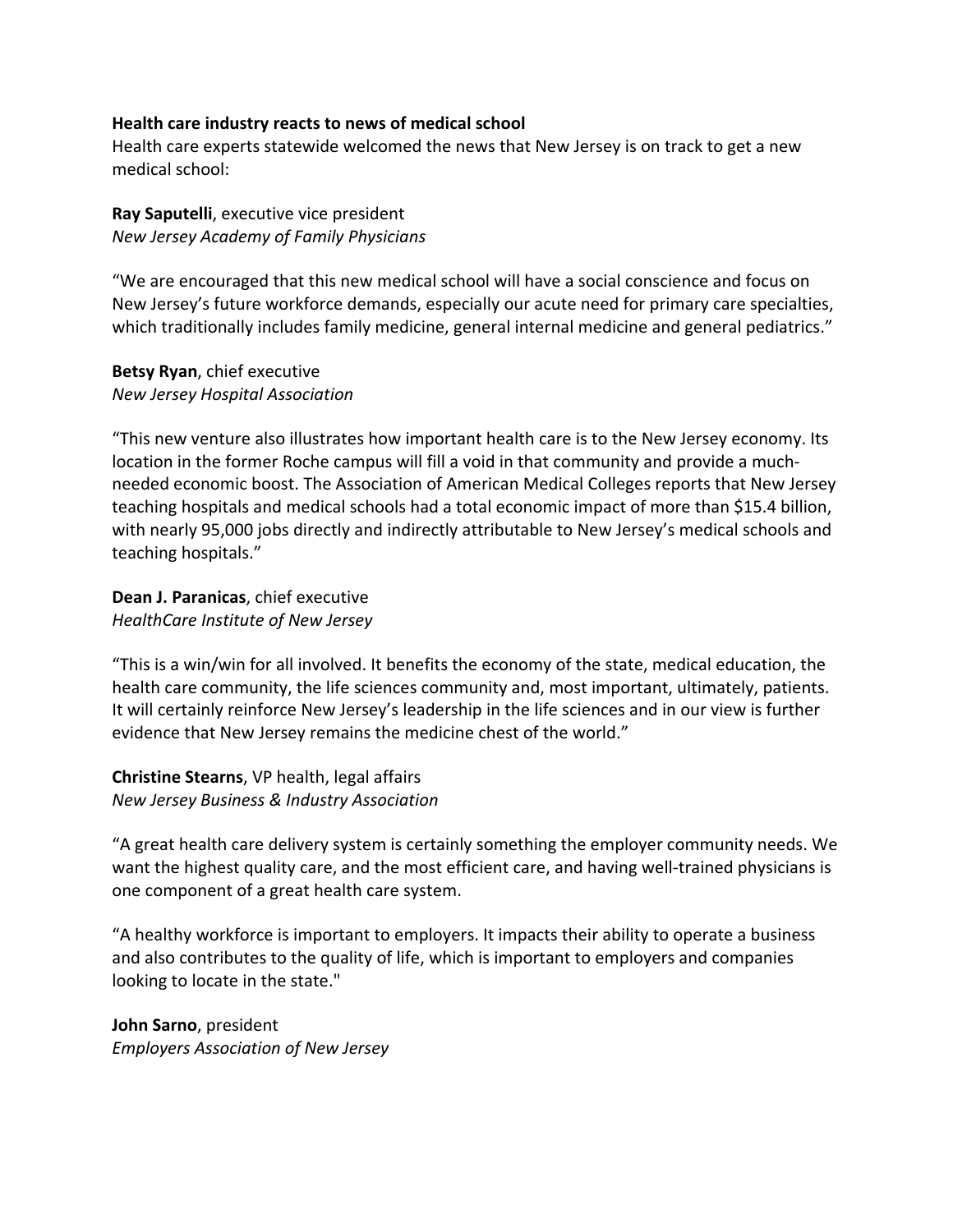**Health care industry reacts to news of medical school**

Health care experts statewide welcomed the news that New Jersey is on track to get a new medical school:

**Ray Saputelli**, executive vice president
*New Jersey Academy of Family Physicians*

“We are encouraged that this new medical school will have a social conscience and focus on New Jersey’s future workforce demands, especially our acute need for primary care specialties, which traditionally includes family medicine, general internal medicine and general pediatrics.”

**Betsy Ryan**, chief executive
*New Jersey Hospital Association*

“This new venture also illustrates how important health care is to the New Jersey economy. Its location in the former Roche campus will fill a void in that community and provide a much-needed economic boost. The Association of American Medical Colleges reports that New Jersey teaching hospitals and medical schools had a total economic impact of more than $15.4 billion, with nearly 95,000 jobs directly and indirectly attributable to New Jersey’s medical schools and teaching hospitals.”

**Dean J. Paranicas**, chief executive
*HealthCare Institute of New Jersey*

“This is a win/win for all involved. It benefits the economy of the state, medical education, the health care community, the life sciences community and, most important, ultimately, patients. It will certainly reinforce New Jersey’s leadership in the life sciences and in our view is further evidence that New Jersey remains the medicine chest of the world.”

**Christine Stearns**, VP health, legal affairs
*New Jersey Business & Industry Association*

“A great health care delivery system is certainly something the employer community needs. We want the highest quality care, and the most efficient care, and having well-trained physicians is one component of a great health care system.

“A healthy workforce is important to employers. It impacts their ability to operate a business and also contributes to the quality of life, which is important to employers and companies looking to locate in the state."

**John Sarno**, president
*Employers Association of New Jersey*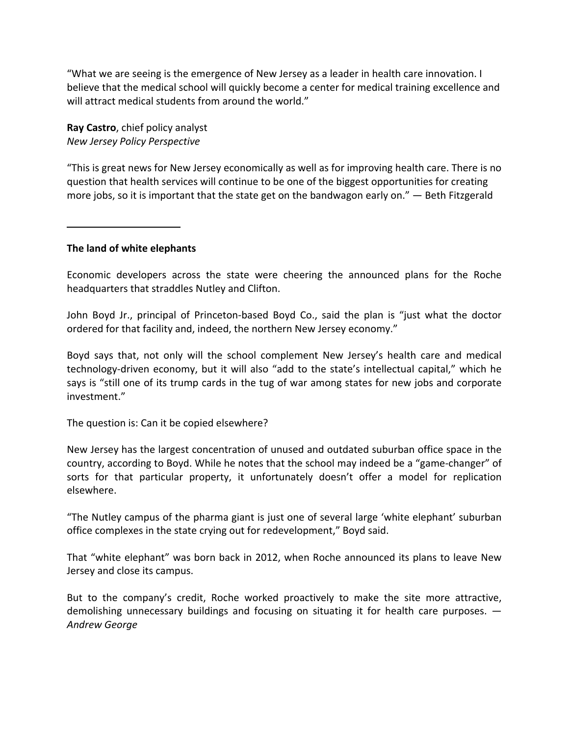"What we are seeing is the emergence of New Jersey as a leader in health care innovation. I believe that the medical school will quickly become a center for medical training excellence and will attract medical students from around the world."

**Ray Castro**, chief policy analyst
*New Jersey Policy Perspective*

"This is great news for New Jersey economically as well as for improving health care. There is no question that health services will continue to be one of the biggest opportunities for creating more jobs, so it is important that the state get on the bandwagon early on." — Beth Fitzgerald

---

**The land of white elephants**

Economic developers across the state were cheering the announced plans for the Roche headquarters that straddles Nutley and Clifton.

John Boyd Jr., principal of Princeton-based Boyd Co., said the plan is "just what the doctor ordered for that facility and, indeed, the northern New Jersey economy."

Boyd says that, not only will the school complement New Jersey's health care and medical technology-driven economy, but it will also "add to the state's intellectual capital," which he says is "still one of its trump cards in the tug of war among states for new jobs and corporate investment."

The question is: Can it be copied elsewhere?

New Jersey has the largest concentration of unused and outdated suburban office space in the country, according to Boyd. While he notes that the school may indeed be a "game-changer" of sorts for that particular property, it unfortunately doesn't offer a model for replication elsewhere.

"The Nutley campus of the pharma giant is just one of several large 'white elephant' suburban office complexes in the state crying out for redevelopment," Boyd said.

That "white elephant" was born back in 2012, when Roche announced its plans to leave New Jersey and close its campus.

But to the company's credit, Roche worked proactively to make the site more attractive, demolishing unnecessary buildings and focusing on situating it for health care purposes. — *Andrew George*